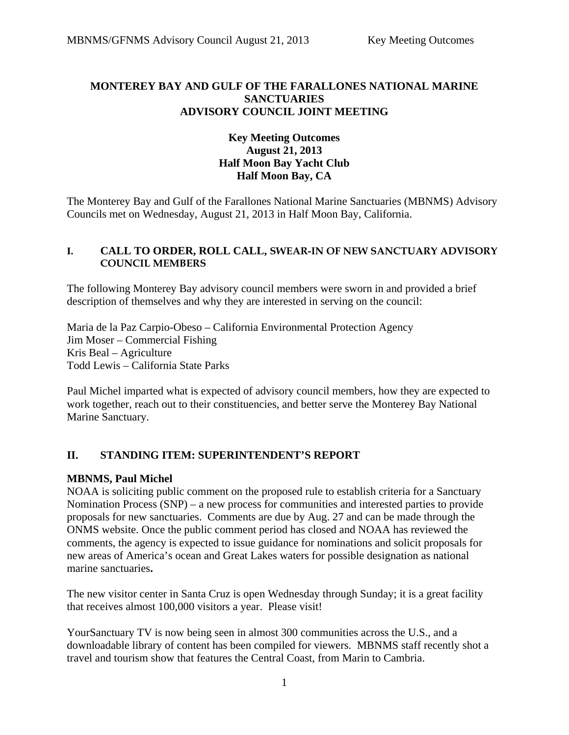**MONTEREY BAY AND GULF OF THE FARALLONES NATIONAL MARINE SANCTUARIES**
**ADVISORY COUNCIL JOINT MEETING**

**Key Meeting Outcomes**
**August 21, 2013**
**Half Moon Bay Yacht Club**
**Half Moon Bay, CA**

The Monterey Bay and Gulf of the Farallones National Marine Sanctuaries (MBNMS) Advisory Councils met on Wednesday, August 21, 2013 in Half Moon Bay, California.

## I. CALL TO ORDER, ROLL CALL, SWEAR-IN OF NEW SANCTUARY ADVISORY COUNCIL MEMBERS

The following Monterey Bay advisory council members were sworn in and provided a brief description of themselves and why they are interested in serving on the council:

Maria de la Paz Carpio-Obeso – California Environmental Protection Agency
Jim Moser – Commercial Fishing
Kris Beal – Agriculture
Todd Lewis – California State Parks

Paul Michel imparted what is expected of advisory council members, how they are expected to work together, reach out to their constituencies, and better serve the Monterey Bay National Marine Sanctuary.

## II. STANDING ITEM: SUPERINTENDENT'S REPORT

**MBNMS, Paul Michel**
NOAA is soliciting public comment on the proposed rule to establish criteria for a Sanctuary Nomination Process (SNP) – a new process for communities and interested parties to provide proposals for new sanctuaries. Comments are due by Aug. 27 and can be made through the ONMS website. Once the public comment period has closed and NOAA has reviewed the comments, the agency is expected to issue guidance for nominations and solicit proposals for new areas of America's ocean and Great Lakes waters for possible designation as national marine sanctuaries**.**

The new visitor center in Santa Cruz is open Wednesday through Sunday; it is a great facility that receives almost 100,000 visitors a year. Please visit!

YourSanctuary TV is now being seen in almost 300 communities across the U.S., and a downloadable library of content has been compiled for viewers. MBNMS staff recently shot a travel and tourism show that features the Central Coast, from Marin to Cambria.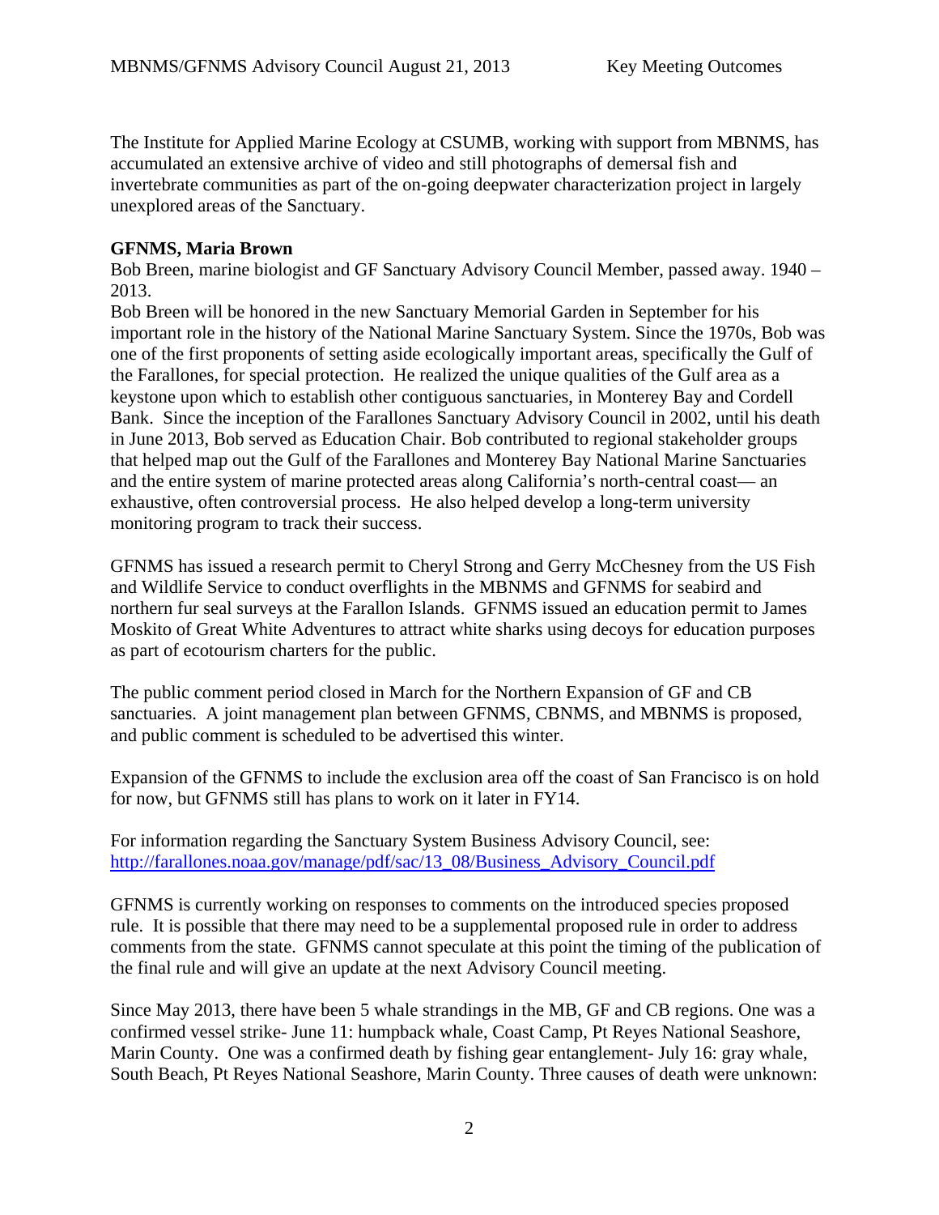The Institute for Applied Marine Ecology at CSUMB, working with support from MBNMS, has accumulated an extensive archive of video and still photographs of demersal fish and invertebrate communities as part of the on-going deepwater characterization project in largely unexplored areas of the Sanctuary.

**GFNMS, Maria Brown**

Bob Breen, marine biologist and GF Sanctuary Advisory Council Member, passed away. 1940 – 2013.

Bob Breen will be honored in the new Sanctuary Memorial Garden in September for his important role in the history of the National Marine Sanctuary System. Since the 1970s, Bob was one of the first proponents of setting aside ecologically important areas, specifically the Gulf of the Farallones, for special protection. He realized the unique qualities of the Gulf area as a keystone upon which to establish other contiguous sanctuaries, in Monterey Bay and Cordell Bank. Since the inception of the Farallones Sanctuary Advisory Council in 2002, until his death in June 2013, Bob served as Education Chair. Bob contributed to regional stakeholder groups that helped map out the Gulf of the Farallones and Monterey Bay National Marine Sanctuaries and the entire system of marine protected areas along California's north-central coast— an exhaustive, often controversial process. He also helped develop a long-term university monitoring program to track their success.

GFNMS has issued a research permit to Cheryl Strong and Gerry McChesney from the US Fish and Wildlife Service to conduct overflights in the MBNMS and GFNMS for seabird and northern fur seal surveys at the Farallon Islands. GFNMS issued an education permit to James Moskito of Great White Adventures to attract white sharks using decoys for education purposes as part of ecotourism charters for the public.

The public comment period closed in March for the Northern Expansion of GF and CB sanctuaries. A joint management plan between GFNMS, CBNMS, and MBNMS is proposed, and public comment is scheduled to be advertised this winter.

Expansion of the GFNMS to include the exclusion area off the coast of San Francisco is on hold for now, but GFNMS still has plans to work on it later in FY14.

For information regarding the Sanctuary System Business Advisory Council, see: [http://farallones.noaa.gov/manage/pdf/sac/13_08/Business_Advisory_Council.pdf](http://farallones.noaa.gov/manage/pdf/sac/13_08/Business_Advisory_Council.pdf)

GFNMS is currently working on responses to comments on the introduced species proposed rule. It is possible that there may need to be a supplemental proposed rule in order to address comments from the state. GFNMS cannot speculate at this point the timing of the publication of the final rule and will give an update at the next Advisory Council meeting.

Since May 2013, there have been 5 whale strandings in the MB, GF and CB regions. One was a confirmed vessel strike- June 11: humpback whale, Coast Camp, Pt Reyes National Seashore, Marin County. One was a confirmed death by fishing gear entanglement- July 16: gray whale, South Beach, Pt Reyes National Seashore, Marin County. Three causes of death were unknown: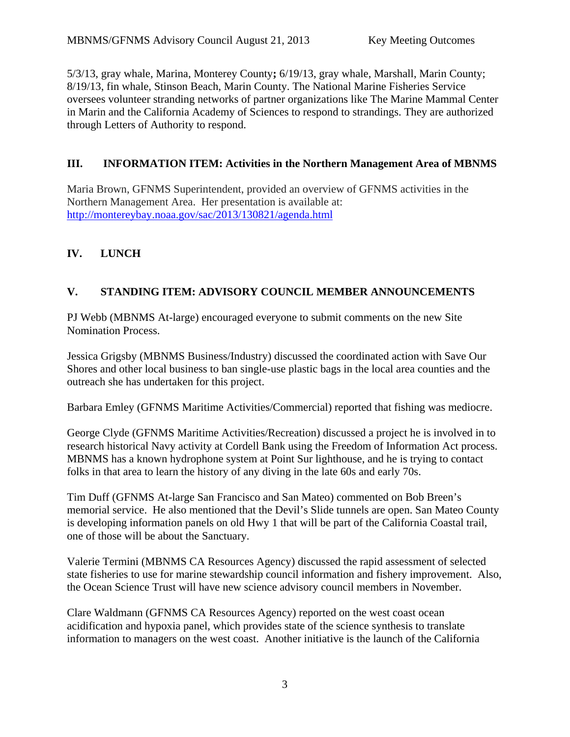5/3/13, gray whale, Marina, Monterey County**;** 6/19/13, gray whale, Marshall, Marin County; 8/19/13, fin whale, Stinson Beach, Marin County. The National Marine Fisheries Service oversees volunteer stranding networks of partner organizations like The Marine Mammal Center in Marin and the California Academy of Sciences to respond to strandings. They are authorized through Letters of Authority to respond.

## III. INFORMATION ITEM: Activities in the Northern Management Area of MBNMS

Maria Brown, GFNMS Superintendent, provided an overview of GFNMS activities in the Northern Management Area. Her presentation is available at: [http://montereybay.noaa.gov/sac/2013/130821/agenda.html](http://montereybay.noaa.gov/sac/2013/130821/agenda.html)

## IV. LUNCH

## V. STANDING ITEM: ADVISORY COUNCIL MEMBER ANNOUNCEMENTS

PJ Webb (MBNMS At-large) encouraged everyone to submit comments on the new Site Nomination Process.

Jessica Grigsby (MBNMS Business/Industry) discussed the coordinated action with Save Our Shores and other local business to ban single-use plastic bags in the local area counties and the outreach she has undertaken for this project.

Barbara Emley (GFNMS Maritime Activities/Commercial) reported that fishing was mediocre.

George Clyde (GFNMS Maritime Activities/Recreation) discussed a project he is involved in to research historical Navy activity at Cordell Bank using the Freedom of Information Act process. MBNMS has a known hydrophone system at Point Sur lighthouse, and he is trying to contact folks in that area to learn the history of any diving in the late 60s and early 70s.

Tim Duff (GFNMS At-large San Francisco and San Mateo) commented on Bob Breen's memorial service. He also mentioned that the Devil's Slide tunnels are open. San Mateo County is developing information panels on old Hwy 1 that will be part of the California Coastal trail, one of those will be about the Sanctuary.

Valerie Termini (MBNMS CA Resources Agency) discussed the rapid assessment of selected state fisheries to use for marine stewardship council information and fishery improvement. Also, the Ocean Science Trust will have new science advisory council members in November.

Clare Waldmann (GFNMS CA Resources Agency) reported on the west coast ocean acidification and hypoxia panel, which provides state of the science synthesis to translate information to managers on the west coast. Another initiative is the launch of the California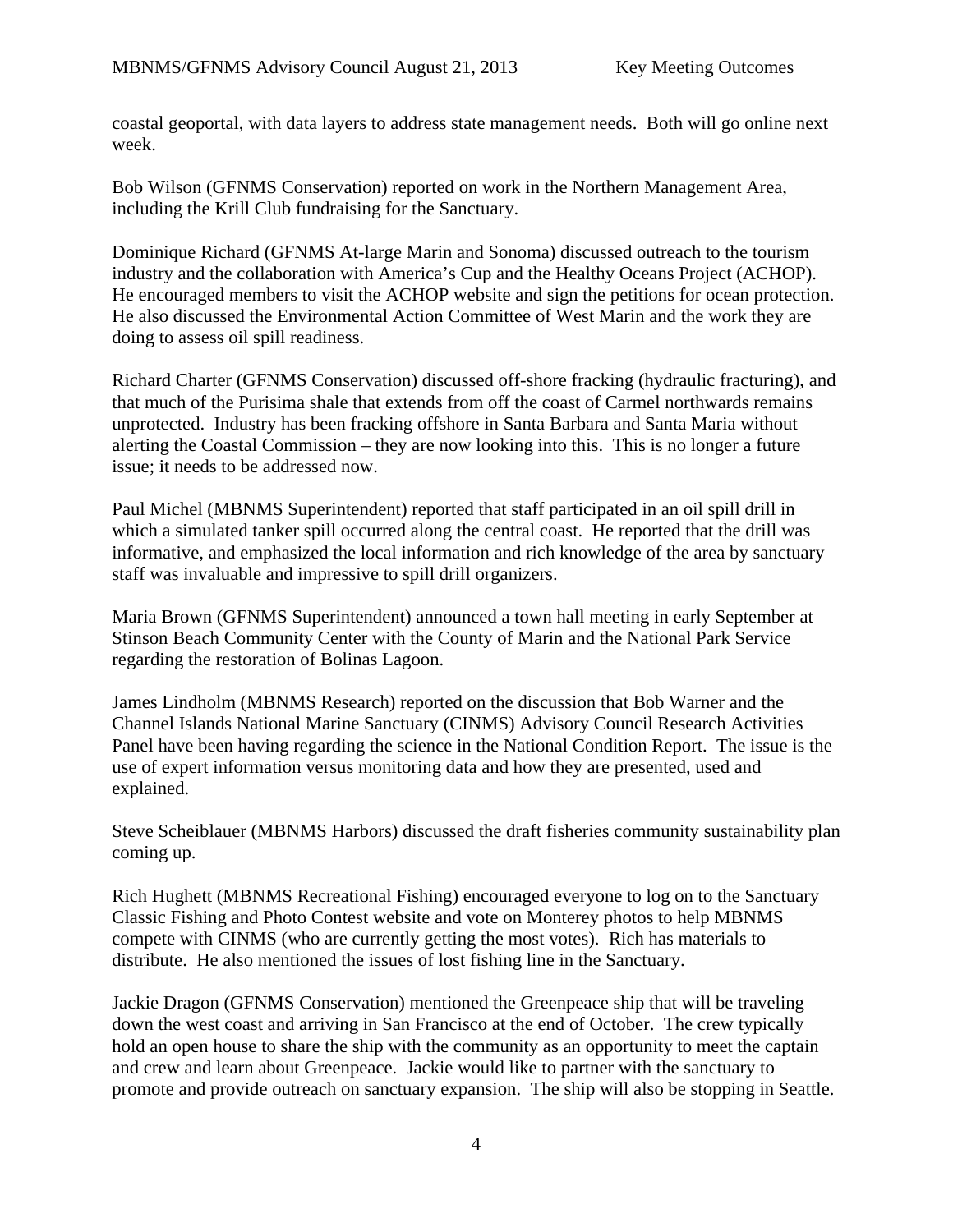coastal geoportal, with data layers to address state management needs. Both will go online next week.

Bob Wilson (GFNMS Conservation) reported on work in the Northern Management Area, including the Krill Club fundraising for the Sanctuary.

Dominique Richard (GFNMS At-large Marin and Sonoma) discussed outreach to the tourism industry and the collaboration with America's Cup and the Healthy Oceans Project (ACHOP). He encouraged members to visit the ACHOP website and sign the petitions for ocean protection. He also discussed the Environmental Action Committee of West Marin and the work they are doing to assess oil spill readiness.

Richard Charter (GFNMS Conservation) discussed off-shore fracking (hydraulic fracturing), and that much of the Purisima shale that extends from off the coast of Carmel northwards remains unprotected. Industry has been fracking offshore in Santa Barbara and Santa Maria without alerting the Coastal Commission – they are now looking into this. This is no longer a future issue; it needs to be addressed now.

Paul Michel (MBNMS Superintendent) reported that staff participated in an oil spill drill in which a simulated tanker spill occurred along the central coast. He reported that the drill was informative, and emphasized the local information and rich knowledge of the area by sanctuary staff was invaluable and impressive to spill drill organizers.

Maria Brown (GFNMS Superintendent) announced a town hall meeting in early September at Stinson Beach Community Center with the County of Marin and the National Park Service regarding the restoration of Bolinas Lagoon.

James Lindholm (MBNMS Research) reported on the discussion that Bob Warner and the Channel Islands National Marine Sanctuary (CINMS) Advisory Council Research Activities Panel have been having regarding the science in the National Condition Report. The issue is the use of expert information versus monitoring data and how they are presented, used and explained.

Steve Scheiblauer (MBNMS Harbors) discussed the draft fisheries community sustainability plan coming up.

Rich Hughett (MBNMS Recreational Fishing) encouraged everyone to log on to the Sanctuary Classic Fishing and Photo Contest website and vote on Monterey photos to help MBNMS compete with CINMS (who are currently getting the most votes). Rich has materials to distribute. He also mentioned the issues of lost fishing line in the Sanctuary.

Jackie Dragon (GFNMS Conservation) mentioned the Greenpeace ship that will be traveling down the west coast and arriving in San Francisco at the end of October. The crew typically hold an open house to share the ship with the community as an opportunity to meet the captain and crew and learn about Greenpeace. Jackie would like to partner with the sanctuary to promote and provide outreach on sanctuary expansion. The ship will also be stopping in Seattle.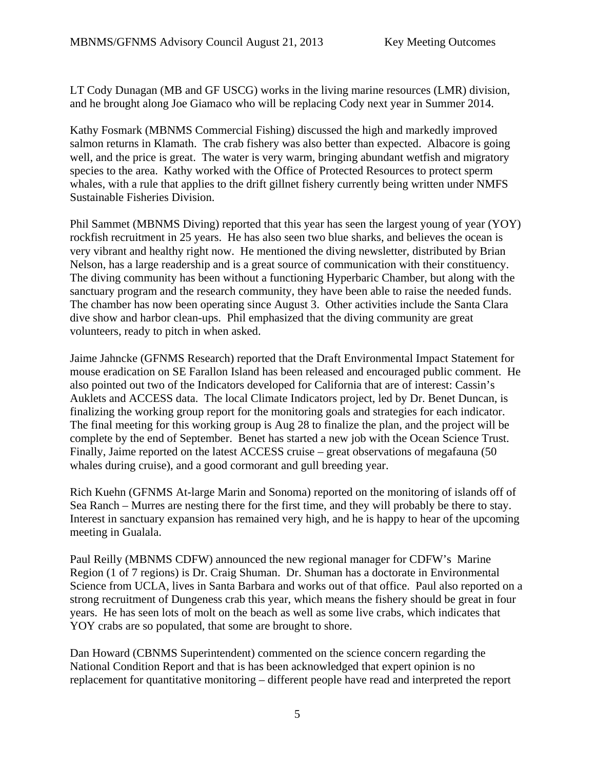LT Cody Dunagan (MB and GF USCG) works in the living marine resources (LMR) division, and he brought along Joe Giamaco who will be replacing Cody next year in Summer 2014.

Kathy Fosmark (MBNMS Commercial Fishing) discussed the high and markedly improved salmon returns in Klamath. The crab fishery was also better than expected. Albacore is going well, and the price is great. The water is very warm, bringing abundant wetfish and migratory species to the area. Kathy worked with the Office of Protected Resources to protect sperm whales, with a rule that applies to the drift gillnet fishery currently being written under NMFS Sustainable Fisheries Division.

Phil Sammet (MBNMS Diving) reported that this year has seen the largest young of year (YOY) rockfish recruitment in 25 years. He has also seen two blue sharks, and believes the ocean is very vibrant and healthy right now. He mentioned the diving newsletter, distributed by Brian Nelson, has a large readership and is a great source of communication with their constituency. The diving community has been without a functioning Hyperbaric Chamber, but along with the sanctuary program and the research community, they have been able to raise the needed funds. The chamber has now been operating since August 3. Other activities include the Santa Clara dive show and harbor clean-ups. Phil emphasized that the diving community are great volunteers, ready to pitch in when asked.

Jaime Jahncke (GFNMS Research) reported that the Draft Environmental Impact Statement for mouse eradication on SE Farallon Island has been released and encouraged public comment. He also pointed out two of the Indicators developed for California that are of interest: Cassin's Auklets and ACCESS data. The local Climate Indicators project, led by Dr. Benet Duncan, is finalizing the working group report for the monitoring goals and strategies for each indicator. The final meeting for this working group is Aug 28 to finalize the plan, and the project will be complete by the end of September. Benet has started a new job with the Ocean Science Trust. Finally, Jaime reported on the latest ACCESS cruise – great observations of megafauna (50 whales during cruise), and a good cormorant and gull breeding year.

Rich Kuehn (GFNMS At-large Marin and Sonoma) reported on the monitoring of islands off of Sea Ranch – Murres are nesting there for the first time, and they will probably be there to stay. Interest in sanctuary expansion has remained very high, and he is happy to hear of the upcoming meeting in Gualala.

Paul Reilly (MBNMS CDFW) announced the new regional manager for CDFW's Marine Region (1 of 7 regions) is Dr. Craig Shuman. Dr. Shuman has a doctorate in Environmental Science from UCLA, lives in Santa Barbara and works out of that office. Paul also reported on a strong recruitment of Dungeness crab this year, which means the fishery should be great in four years. He has seen lots of molt on the beach as well as some live crabs, which indicates that YOY crabs are so populated, that some are brought to shore.

Dan Howard (CBNMS Superintendent) commented on the science concern regarding the National Condition Report and that is has been acknowledged that expert opinion is no replacement for quantitative monitoring – different people have read and interpreted the report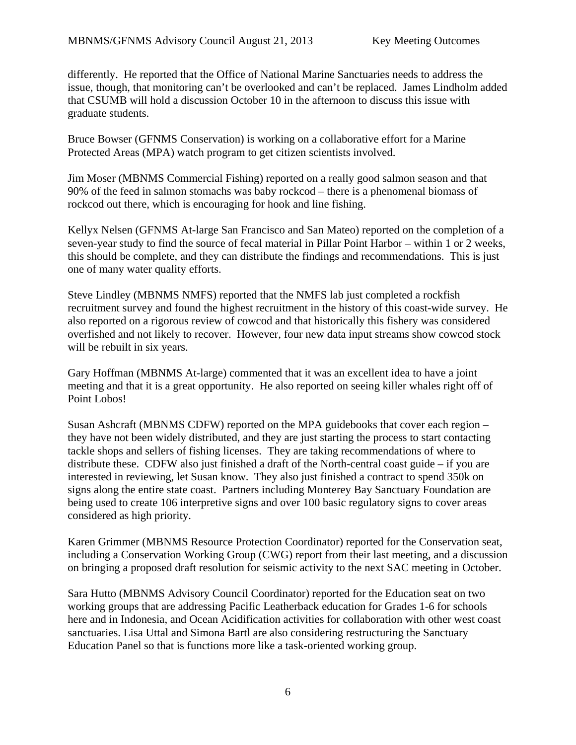differently. He reported that the Office of National Marine Sanctuaries needs to address the issue, though, that monitoring can't be overlooked and can't be replaced. James Lindholm added that CSUMB will hold a discussion October 10 in the afternoon to discuss this issue with graduate students.

Bruce Bowser (GFNMS Conservation) is working on a collaborative effort for a Marine Protected Areas (MPA) watch program to get citizen scientists involved.

Jim Moser (MBNMS Commercial Fishing) reported on a really good salmon season and that 90% of the feed in salmon stomachs was baby rockcod – there is a phenomenal biomass of rockcod out there, which is encouraging for hook and line fishing.

Kellyx Nelsen (GFNMS At-large San Francisco and San Mateo) reported on the completion of a seven-year study to find the source of fecal material in Pillar Point Harbor – within 1 or 2 weeks, this should be complete, and they can distribute the findings and recommendations. This is just one of many water quality efforts.

Steve Lindley (MBNMS NMFS) reported that the NMFS lab just completed a rockfish recruitment survey and found the highest recruitment in the history of this coast-wide survey. He also reported on a rigorous review of cowcod and that historically this fishery was considered overfished and not likely to recover. However, four new data input streams show cowcod stock will be rebuilt in six years.

Gary Hoffman (MBNMS At-large) commented that it was an excellent idea to have a joint meeting and that it is a great opportunity. He also reported on seeing killer whales right off of Point Lobos!

Susan Ashcraft (MBNMS CDFW) reported on the MPA guidebooks that cover each region – they have not been widely distributed, and they are just starting the process to start contacting tackle shops and sellers of fishing licenses. They are taking recommendations of where to distribute these. CDFW also just finished a draft of the North-central coast guide – if you are interested in reviewing, let Susan know. They also just finished a contract to spend 350k on signs along the entire state coast. Partners including Monterey Bay Sanctuary Foundation are being used to create 106 interpretive signs and over 100 basic regulatory signs to cover areas considered as high priority.

Karen Grimmer (MBNMS Resource Protection Coordinator) reported for the Conservation seat, including a Conservation Working Group (CWG) report from their last meeting, and a discussion on bringing a proposed draft resolution for seismic activity to the next SAC meeting in October.

Sara Hutto (MBNMS Advisory Council Coordinator) reported for the Education seat on two working groups that are addressing Pacific Leatherback education for Grades 1-6 for schools here and in Indonesia, and Ocean Acidification activities for collaboration with other west coast sanctuaries. Lisa Uttal and Simona Bartl are also considering restructuring the Sanctuary Education Panel so that is functions more like a task-oriented working group.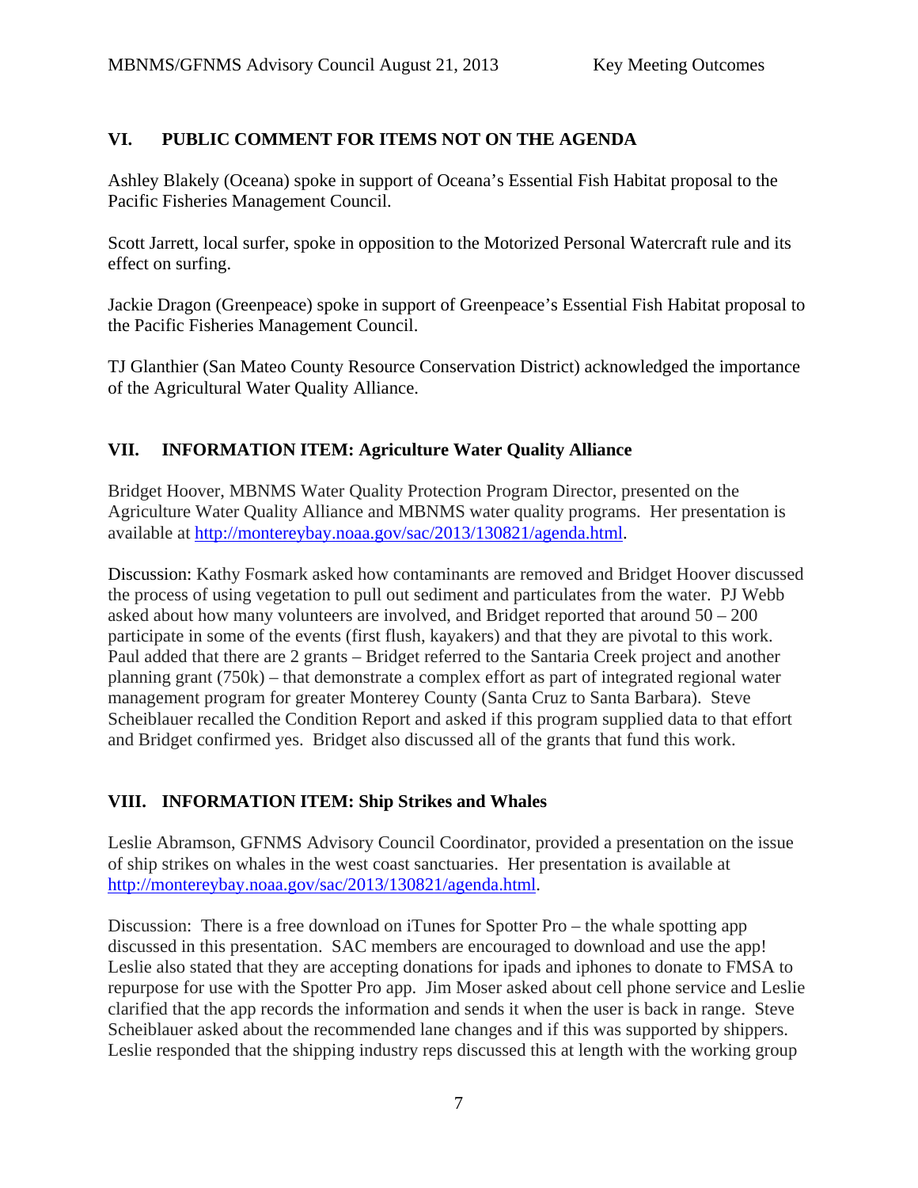## VI. PUBLIC COMMENT FOR ITEMS NOT ON THE AGENDA

Ashley Blakely (Oceana) spoke in support of Oceana's Essential Fish Habitat proposal to the Pacific Fisheries Management Council.

Scott Jarrett, local surfer, spoke in opposition to the Motorized Personal Watercraft rule and its effect on surfing.

Jackie Dragon (Greenpeace) spoke in support of Greenpeace's Essential Fish Habitat proposal to the Pacific Fisheries Management Council.

TJ Glanthier (San Mateo County Resource Conservation District) acknowledged the importance of the Agricultural Water Quality Alliance.

## VII. INFORMATION ITEM: Agriculture Water Quality Alliance

Bridget Hoover, MBNMS Water Quality Protection Program Director, presented on the Agriculture Water Quality Alliance and MBNMS water quality programs. Her presentation is available at http://montereybay.noaa.gov/sac/2013/130821/agenda.html.

Discussion: Kathy Fosmark asked how contaminants are removed and Bridget Hoover discussed the process of using vegetation to pull out sediment and particulates from the water. PJ Webb asked about how many volunteers are involved, and Bridget reported that around 50 – 200 participate in some of the events (first flush, kayakers) and that they are pivotal to this work. Paul added that there are 2 grants – Bridget referred to the Santaria Creek project and another planning grant (750k) – that demonstrate a complex effort as part of integrated regional water management program for greater Monterey County (Santa Cruz to Santa Barbara). Steve Scheiblauer recalled the Condition Report and asked if this program supplied data to that effort and Bridget confirmed yes. Bridget also discussed all of the grants that fund this work.

## VIII. INFORMATION ITEM: Ship Strikes and Whales

Leslie Abramson, GFNMS Advisory Council Coordinator, provided a presentation on the issue of ship strikes on whales in the west coast sanctuaries. Her presentation is available at http://montereybay.noaa.gov/sac/2013/130821/agenda.html.

Discussion: There is a free download on iTunes for Spotter Pro – the whale spotting app discussed in this presentation. SAC members are encouraged to download and use the app! Leslie also stated that they are accepting donations for ipads and iphones to donate to FMSA to repurpose for use with the Spotter Pro app. Jim Moser asked about cell phone service and Leslie clarified that the app records the information and sends it when the user is back in range. Steve Scheiblauer asked about the recommended lane changes and if this was supported by shippers. Leslie responded that the shipping industry reps discussed this at length with the working group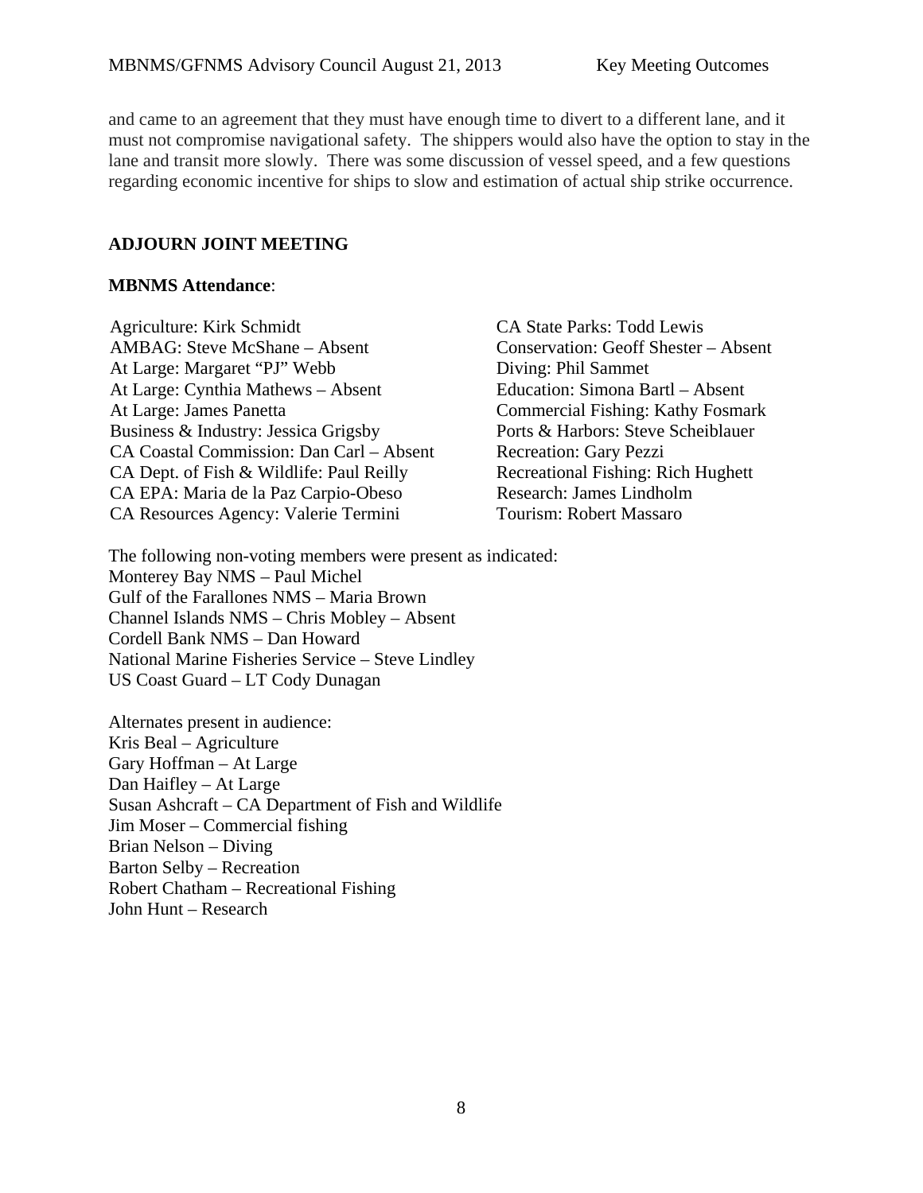and came to an agreement that they must have enough time to divert to a different lane, and it must not compromise navigational safety. The shippers would also have the option to stay in the lane and transit more slowly. There was some discussion of vessel speed, and a few questions regarding economic incentive for ships to slow and estimation of actual ship strike occurrence.

**ADJOURN JOINT MEETING**

**MBNMS Attendance**:

Agriculture: Kirk Schmidt
AMBAG: Steve McShane – Absent
At Large: Margaret "PJ" Webb
At Large: Cynthia Mathews – Absent
At Large: James Panetta
Business & Industry: Jessica Grigsby
CA Coastal Commission: Dan Carl – Absent
CA Dept. of Fish & Wildlife: Paul Reilly
CA EPA: Maria de la Paz Carpio-Obeso
CA Resources Agency: Valerie Termini
CA State Parks: Todd Lewis
Conservation: Geoff Shester – Absent
Diving: Phil Sammet
Education: Simona Bartl – Absent
Commercial Fishing: Kathy Fosmark
Ports & Harbors: Steve Scheiblauer
Recreation: Gary Pezzi
Recreational Fishing: Rich Hughett
Research: James Lindholm
Tourism: Robert Massaro

The following non-voting members were present as indicated:
Monterey Bay NMS – Paul Michel
Gulf of the Farallones NMS – Maria Brown
Channel Islands NMS – Chris Mobley – Absent
Cordell Bank NMS – Dan Howard
National Marine Fisheries Service – Steve Lindley
US Coast Guard – LT Cody Dunagan

Alternates present in audience:
Kris Beal – Agriculture
Gary Hoffman – At Large
Dan Haifley – At Large
Susan Ashcraft – CA Department of Fish and Wildlife
Jim Moser – Commercial fishing
Brian Nelson – Diving
Barton Selby – Recreation
Robert Chatham – Recreational Fishing
John Hunt – Research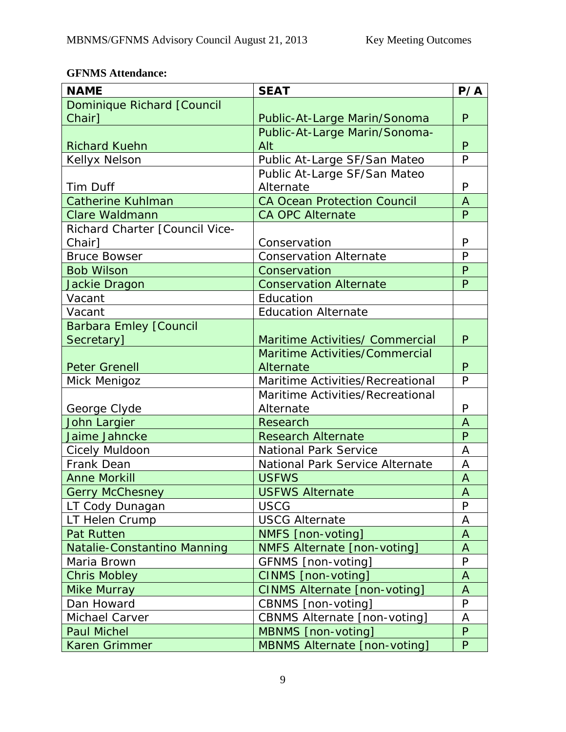**GFNMS Attendance:**

| NAME | SEAT | P/A |
|---|---|---|
| Dominique Richard [Council Chair] | Public-At-Large Marin/Sonoma | P |
| Richard Kuehn | Public-At-Large Marin/Sonoma-Alt | P |
| Kellyx Nelson | Public At-Large SF/San Mateo | P |
| Tim Duff | Public At-Large SF/San Mateo Alternate | P |
| Catherine Kuhlman | CA Ocean Protection Council | A |
| Clare Waldmann | CA OPC Alternate | P |
| Richard Charter [Council Vice-Chair] | Conservation | P |
| Bruce Bowser | Conservation Alternate | P |
| Bob Wilson | Conservation | P |
| Jackie Dragon | Conservation Alternate | P |
| Vacant | Education | |
| Vacant | Education Alternate | |
| Barbara Emley [Council Secretary] | Maritime Activities/ Commercial | P |
| Peter Grenell | Maritime Activities/Commercial Alternate | P |
| Mick Menigoz | Maritime Activities/Recreational | P |
| George Clyde | Maritime Activities/Recreational Alternate | P |
| John Largier | Research | A |
| Jaime Jahncke | Research Alternate | P |
| Cicely Muldoon | National Park Service | A |
| Frank Dean | National Park Service Alternate | A |
| Anne Morkill | USFWS | A |
| Gerry McChesney | USFWS Alternate | A |
| LT Cody Dunagan | USCG | P |
| LT Helen Crump | USCG Alternate | A |
| Pat Rutten | NMFS [non-voting] | A |
| Natalie-Constantino Manning | NMFS Alternate [non-voting] | A |
| Maria Brown | GFNMS [non-voting] | P |
| Chris Mobley | CINMS [non-voting] | A |
| Mike Murray | CINMS Alternate [non-voting] | A |
| Dan Howard | CBNMS [non-voting] | P |
| Michael Carver | CBNMS Alternate [non-voting] | A |
| Paul Michel | MBNMS [non-voting] | P |
| Karen Grimmer | MBNMS Alternate [non-voting] | P |